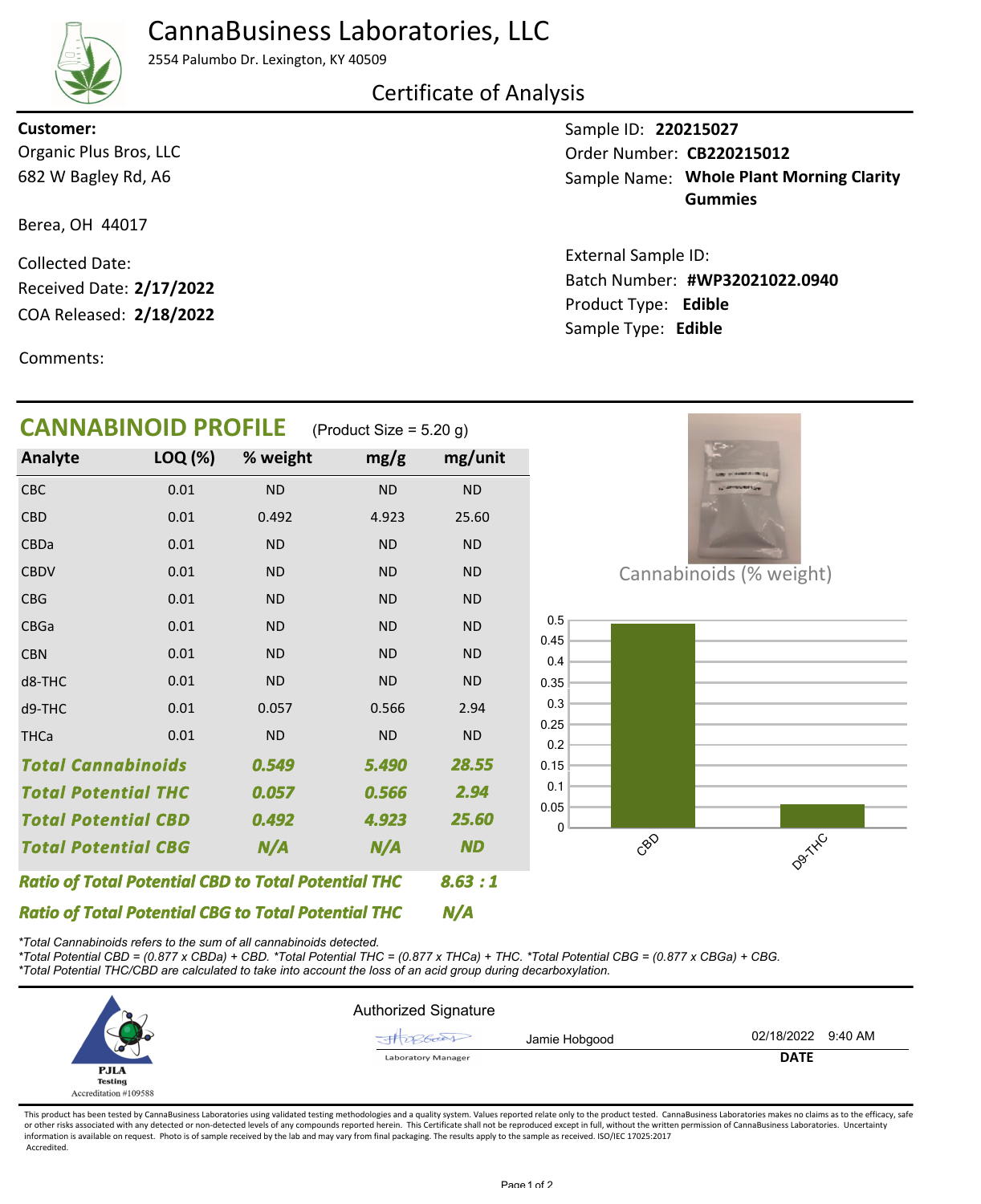# CannaBusiness Laboratories, LLC

2554 Palumbo Dr. Lexington, KY 40509

## Certificate of Analysis

**Customer:**
Organic Plus Bros, LLC
682 W Bagley Rd, A6

Berea, OH 44017

Collected Date:
Received Date: **2/17/2022**
COA Released: **2/18/2022**

Comments:

Sample ID: **220215027**
Order Number: **CB220215012**
Sample Name: **Whole Plant Morning Clarity Gummies**

External Sample ID:
Batch Number: **#WP32021022.0940**
Product Type: **Edible**
Sample Type: **Edible**

## CANNABINOID PROFILE (Product Size = 5.20 g)

| Analyte | LOQ (%) | % weight | mg/g | mg/unit |
|---|---|---|---|---|
| CBC | 0.01 | ND | ND | ND |
| CBD | 0.01 | 0.492 | 4.923 | 25.60 |
| CBDa | 0.01 | ND | ND | ND |
| CBDV | 0.01 | ND | ND | ND |
| CBG | 0.01 | ND | ND | ND |
| CBGa | 0.01 | ND | ND | ND |
| CBN | 0.01 | ND | ND | ND |
| d8-THC | 0.01 | ND | ND | ND |
| d9-THC | 0.01 | 0.057 | 0.566 | 2.94 |
| THCa | 0.01 | ND | ND | ND |
| ***Total Cannabinoids*** | | ***0.549*** | ***5.490*** | ***28.55*** |
| ***Total Potential THC*** | | ***0.057*** | ***0.566*** | ***2.94*** |
| ***Total Potential CBD*** | | ***0.492*** | ***4.923*** | ***25.60*** |
| ***Total Potential CBG*** | | ***N/A*** | ***N/A*** | ***ND*** |

***Ratio of Total Potential CBD to Total Potential THC*** ***8.63 : 1***

***Ratio of Total Potential CBG to Total Potential THC*** ***N/A***

Cannabinoids (% weight)

*\*Total Cannabinoids refers to the sum of all cannabinoids detected.*
*\*Total Potential CBD = (0.877 x CBDa) + CBD. \*Total Potential THC = (0.877 x THCa) + THC. \*Total Potential CBG = (0.877 x CBGa) + CBG.*
*\*Total Potential THC/CBD are calculated to take into account the loss of an acid group during decarboxylation.*

PJLA Testing
Accreditation #109588

Authorized Signature

Jamie Hobgood — Laboratory Manager

02/18/2022 9:40 AM
**DATE**

This product has been tested by CannaBusiness Laboratories using validated testing methodologies and a quality system. Values reported relate only to the product tested. CannaBusiness Laboratories makes no claims as to the efficacy, safe or other risks associated with any detected or non-detected levels of any compounds reported herein. This Certificate shall not be reproduced except in full, without the written permission of CannaBusiness Laboratories. Uncertainty information is available on request. Photo is of sample received by the lab and may vary from final packaging. The results apply to the sample as received. ISO/IEC 17025:2017 Accredited.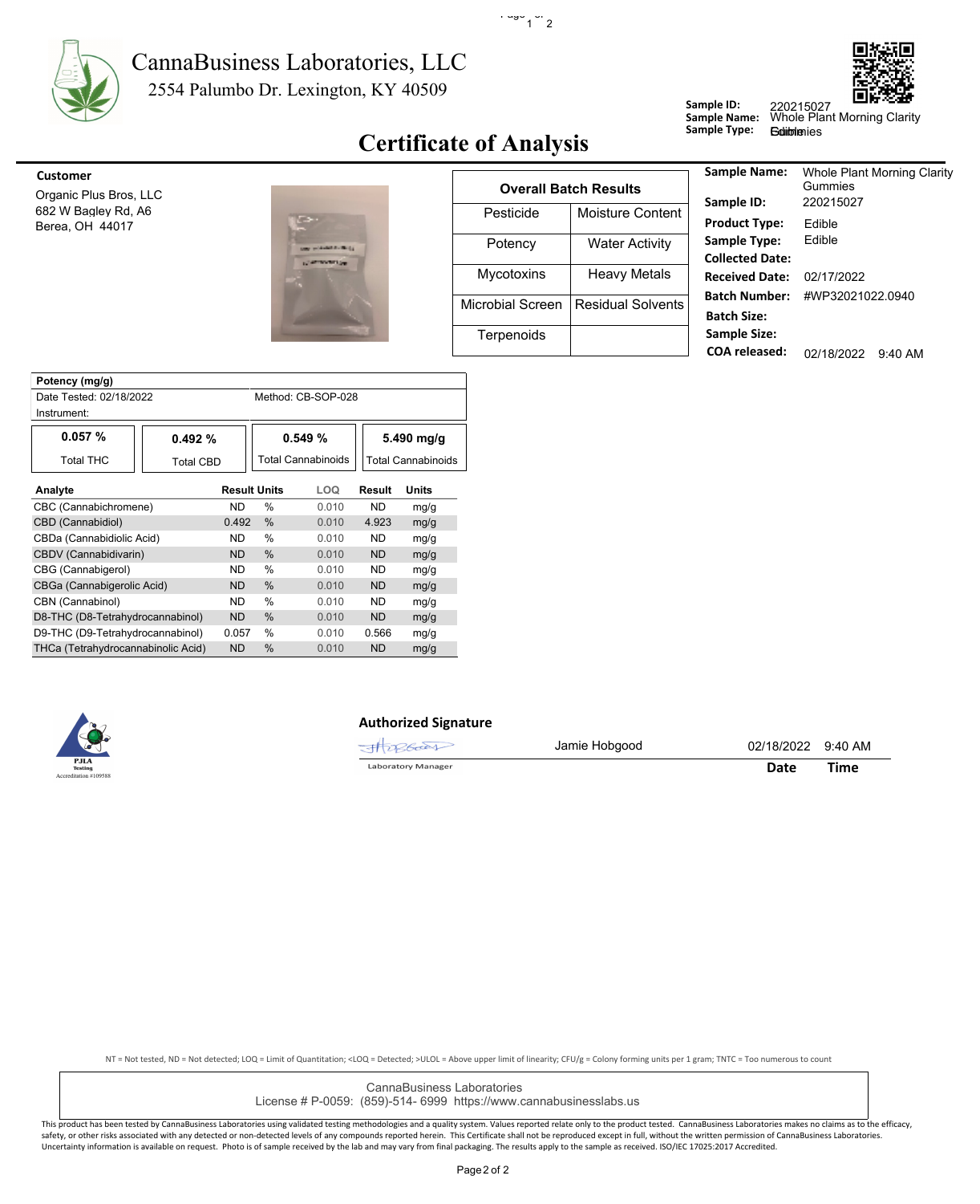# CannaBusiness Laboratories, LLC

2554 Palumbo Dr. Lexington, KY 40509

Sample ID: 220215027
Sample Name: Whole Plant Morning Clarity
Sample Type: Edibles

## Certificate of Analysis

**Customer**

Organic Plus Bros, LLC
682 W Bagley Rd, A6
Berea, OH 44017

| Overall Batch Results | |
|---|---|
| Pesticide | Moisture Content |
| Potency | Water Activity |
| Mycotoxins | Heavy Metals |
| Microbial Screen | Residual Solvents |
| Terpenoids | |

| | |
|---|---|
| **Sample Name:** | Whole Plant Morning Clarity Gummies |
| **Sample ID:** | 220215027 |
| **Product Type:** | Edible |
| **Sample Type:** | Edible |
| **Collected Date:** | |
| **Received Date:** | 02/17/2022 |
| **Batch Number:** | #WP32021022.0940 |
| **Batch Size:** | |
| **Sample Size:** | |
| **COA released:** | 02/18/2022 9:40 AM |

**Potency (mg/g)**

Date Tested: 02/18/2022 Method: CB-SOP-028
Instrument:

| 0.057 % | 0.492 % | 0.549 % | 5.490 mg/g |
|---|---|---|---|
| Total THC | Total CBD | Total Cannabinoids | Total Cannabinoids |

| Analyte | Result | Units | LOQ | Result | Units |
|---|---|---|---|---|---|
| CBC (Cannabichromene) | ND | % | 0.010 | ND | mg/g |
| CBD (Cannabidiol) | 0.492 | % | 0.010 | 4.923 | mg/g |
| CBDa (Cannabidiolic Acid) | ND | % | 0.010 | ND | mg/g |
| CBDV (Cannabidivarin) | ND | % | 0.010 | ND | mg/g |
| CBG (Cannabigerol) | ND | % | 0.010 | ND | mg/g |
| CBGa (Cannabigerolic Acid) | ND | % | 0.010 | ND | mg/g |
| CBN (Cannabinol) | ND | % | 0.010 | ND | mg/g |
| D8-THC (D8-Tetrahydrocannabinol) | ND | % | 0.010 | ND | mg/g |
| D9-THC (D9-Tetrahydrocannabinol) | 0.057 | % | 0.010 | 0.566 | mg/g |
| THCa (Tetrahydrocannabinolic Acid) | ND | % | 0.010 | ND | mg/g |

PJLA Testing Accreditation #109588

**Authorized Signature**

| | | | |
|---|---|---|---|
| Laboratory Manager | Jamie Hobgood | 02/18/2022 | 9:40 AM |
| | | **Date** | **Time** |

NT = Not tested, ND = Not detected; LOQ = Limit of Quantitation; <LOQ = Detected; >ULOL = Above upper limit of linearity; CFU/g = Colony forming units per 1 gram; TNTC = Too numerous to count

CannaBusiness Laboratories
License # P-0059: (859)-514- 6999 https://www.cannabusinesslabs.us

This product has been tested by CannaBusiness Laboratories using validated testing methodologies and a quality system. Values reported relate only to the product tested. CannaBusiness Laboratories makes no claims as to the efficacy, safety, or other risks associated with any detected or non-detected levels of any compounds reported herein. This Certificate shall not be reproduced except in full, without the written permission of CannaBusiness Laboratories. Uncertainty information is available on request. Photo is of sample received by the lab and may vary from final packaging. The results apply to the sample as received. ISO/IEC 17025:2017 Accredited.